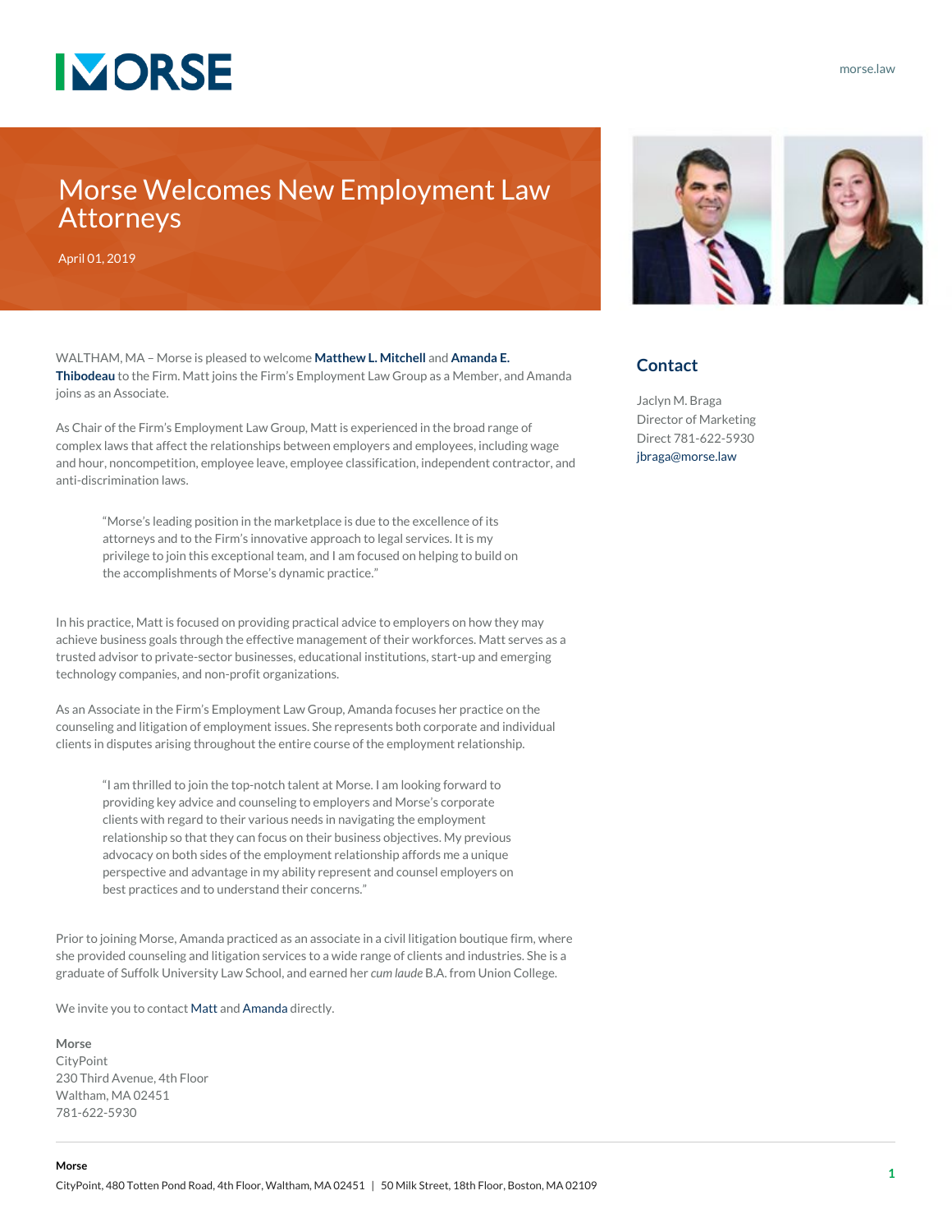# Morse Welcomes New Employment Law Attorneys

April 01, 2019

## Contact

Jaclyn M. Braga
Director of Marketing
Direct 781-622-5930
jbraga@morse.law

WALTHAM, MA – Morse is pleased to welcome **Matthew L. Mitchell** and **Amanda E. Thibodeau** to the Firm. Matt joins the Firm's Employment Law Group as a Member, and Amanda joins as an Associate.

As Chair of the Firm's Employment Law Group, Matt is experienced in the broad range of complex laws that affect the relationships between employers and employees, including wage and hour, noncompetition, employee leave, employee classification, independent contractor, and anti-discrimination laws.

> "Morse's leading position in the marketplace is due to the excellence of its attorneys and to the Firm's innovative approach to legal services. It is my privilege to join this exceptional team, and I am focused on helping to build on the accomplishments of Morse's dynamic practice."

In his practice, Matt is focused on providing practical advice to employers on how they may achieve business goals through the effective management of their workforces. Matt serves as a trusted advisor to private-sector businesses, educational institutions, start-up and emerging technology companies, and non-profit organizations.

As an Associate in the Firm's Employment Law Group, Amanda focuses her practice on the counseling and litigation of employment issues. She represents both corporate and individual clients in disputes arising throughout the entire course of the employment relationship.

> "I am thrilled to join the top-notch talent at Morse. I am looking forward to providing key advice and counseling to employers and Morse's corporate clients with regard to their various needs in navigating the employment relationship so that they can focus on their business objectives. My previous advocacy on both sides of the employment relationship affords me a unique perspective and advantage in my ability represent and counsel employers on best practices and to understand their concerns."

Prior to joining Morse, Amanda practiced as an associate in a civil litigation boutique firm, where she provided counseling and litigation services to a wide range of clients and industries. She is a graduate of Suffolk University Law School, and earned her *cum laude* B.A. from Union College.

We invite you to contact Matt and Amanda directly.

**Morse**
CityPoint
230 Third Avenue, 4th Floor
Waltham, MA 02451
781-622-5930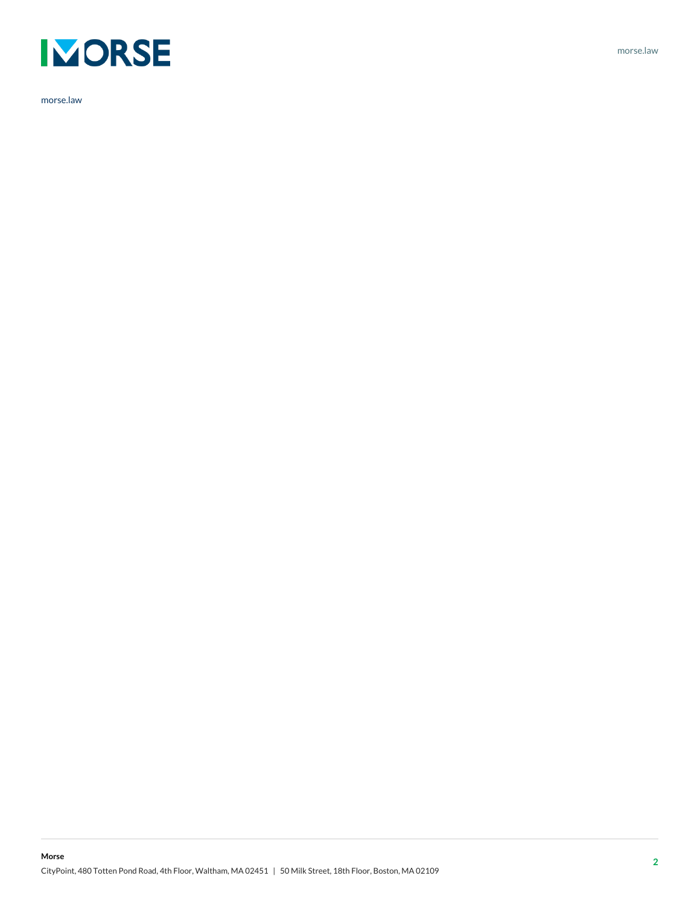morse.law